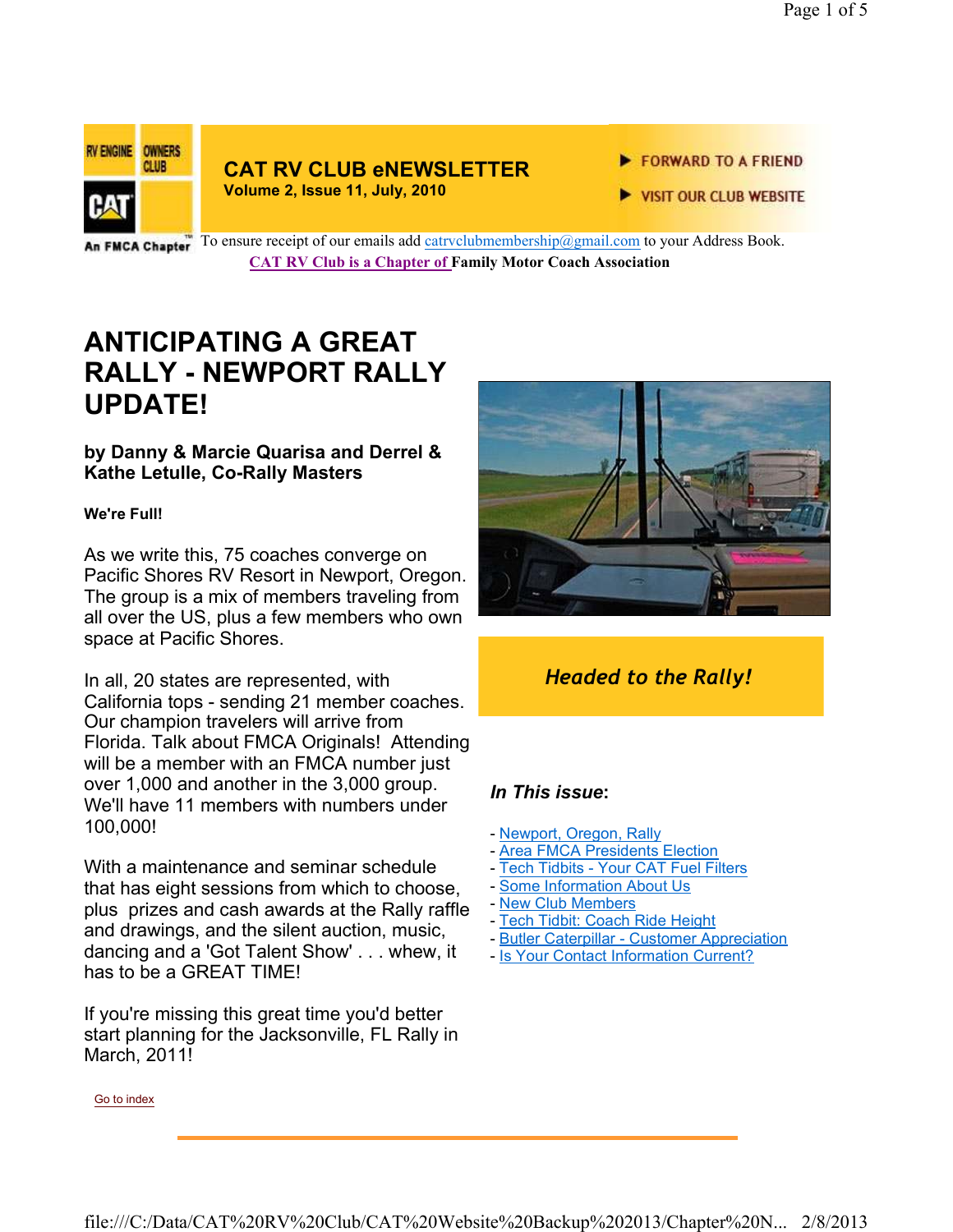RV ENGINE OWNERS CLUB

CAT

An FMCA Chapter

**CAT RV CLUB eNEWSLETTER**
**Volume 2, Issue 11, July, 2010**

FORWARD TO A FRIEND

VISIT OUR CLUB WEBSITE

To ensure receipt of our emails add catrvclubmembership@gmail.com to your Address Book.

**CAT RV Club is a Chapter of Family Motor Coach Association**

# ANTICIPATING A GREAT RALLY - NEWPORT RALLY UPDATE!

### by Danny & Marcie Quarisa and Derrel & Kathe Letulle, Co-Rally Masters

**We're Full!**

As we write this, 75 coaches converge on Pacific Shores RV Resort in Newport, Oregon. The group is a mix of members traveling from all over the US, plus a few members who own space at Pacific Shores.

In all, 20 states are represented, with California tops - sending 21 member coaches. Our champion travelers will arrive from Florida. Talk about FMCA Originals! Attending will be a member with an FMCA number just over 1,000 and another in the 3,000 group. We'll have 11 members with numbers under 100,000!

With a maintenance and seminar schedule that has eight sessions from which to choose, plus prizes and cash awards at the Rally raffle and drawings, and the silent auction, music, dancing and a 'Got Talent Show' . . . whew, it has to be a GREAT TIME!

If you're missing this great time you'd better start planning for the Jacksonville, FL Rally in March, 2011!

Go to index

*Headed to the Rally!*

***In This issue*:**

- Newport, Oregon, Rally
- Area FMCA Presidents Election
- Tech Tidbits - Your CAT Fuel Filters
- Some Information About Us
- New Club Members
- Tech Tidbit: Coach Ride Height
- Butler Caterpillar - Customer Appreciation
- Is Your Contact Information Current?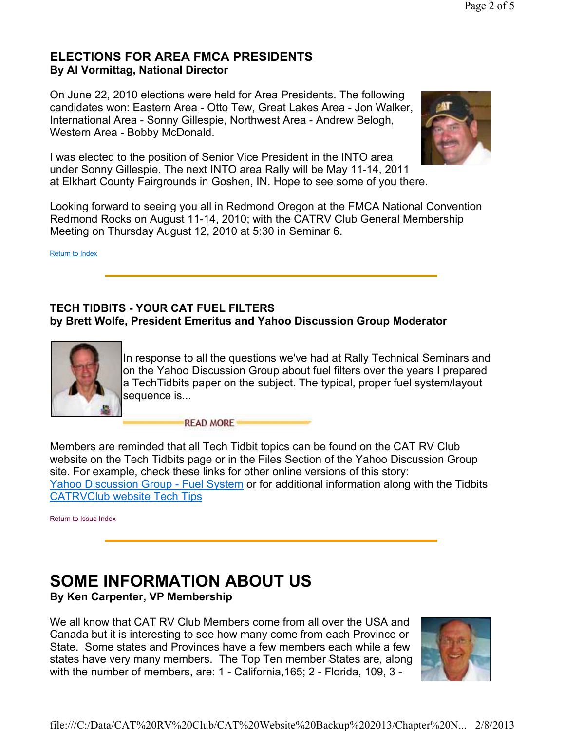## ELECTIONS FOR AREA FMCA PRESIDENTS

**By Al Vormittag, National Director**

On June 22, 2010 elections were held for Area Presidents. The following candidates won: Eastern Area - Otto Tew, Great Lakes Area - Jon Walker, International Area - Sonny Gillespie, Northwest Area - Andrew Belogh, Western Area - Bobby McDonald.

I was elected to the position of Senior Vice President in the INTO area under Sonny Gillespie. The next INTO area Rally will be May 11-14, 2011 at Elkhart County Fairgrounds in Goshen, IN. Hope to see some of you there.

Looking forward to seeing you all in Redmond Oregon at the FMCA National Convention Redmond Rocks on August 11-14, 2010; with the CATRV Club General Membership Meeting on Thursday August 12, 2010 at 5:30 in Seminar 6.

Return to Index

---

## TECH TIDBITS - YOUR CAT FUEL FILTERS

**by Brett Wolfe, President Emeritus and Yahoo Discussion Group Moderator**

In response to all the questions we've had at Rally Technical Seminars and on the Yahoo Discussion Group about fuel filters over the years I prepared a TechTidbits paper on the subject. The typical, proper fuel system/layout sequence is...

READ MORE

Members are reminded that all Tech Tidbit topics can be found on the CAT RV Club website on the Tech Tidbits page or in the Files Section of the Yahoo Discussion Group site. For example, check these links for other online versions of this story: Yahoo Discussion Group - Fuel System or for additional information along with the Tidbits CATRVClub website Tech Tips

Return to Issue Index

---

# SOME INFORMATION ABOUT US

**By Ken Carpenter, VP Membership**

We all know that CAT RV Club Members come from all over the USA and Canada but it is interesting to see how many come from each Province or State. Some states and Provinces have a few members each while a few states have very many members. The Top Ten member States are, along with the number of members, are: 1 - California,165; 2 - Florida, 109, 3 -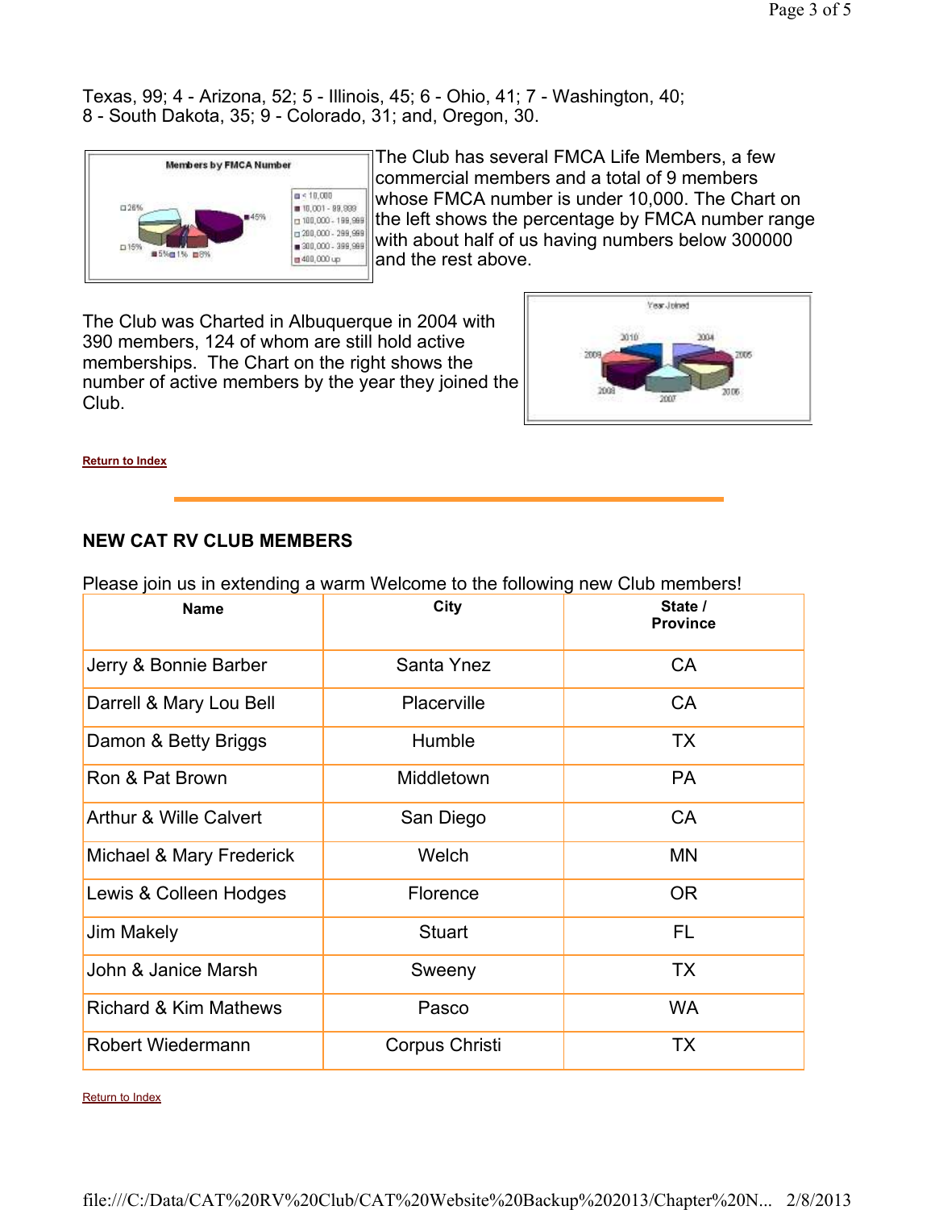Texas, 99; 4 - Arizona, 52; 5 - Illinois, 45; 6 - Ohio, 41; 7 - Washington, 40; 8 - South Dakota, 35; 9 - Colorado, 31; and, Oregon, 30.

The Club has several FMCA Life Members, a few commercial members and a total of 9 members whose FMCA number is under 10,000. The Chart on the left shows the percentage by FMCA number range with about half of us having numbers below 300000 and the rest above.

The Club was Charted in Albuquerque in 2004 with 390 members, 124 of whom are still hold active memberships. The Chart on the right shows the number of active members by the year they joined the Club.

Return to Index

## NEW CAT RV CLUB MEMBERS

Please join us in extending a warm Welcome to the following new Club members!

| Name | City | State / Province |
|---|---|---|
| Jerry & Bonnie Barber | Santa Ynez | CA |
| Darrell & Mary Lou Bell | Placerville | CA |
| Damon & Betty Briggs | Humble | TX |
| Ron & Pat Brown | Middletown | PA |
| Arthur & Wille Calvert | San Diego | CA |
| Michael & Mary Frederick | Welch | MN |
| Lewis & Colleen Hodges | Florence | OR |
| Jim Makely | Stuart | FL |
| John & Janice Marsh | Sweeny | TX |
| Richard & Kim Mathews | Pasco | WA |
| Robert Wiedermann | Corpus Christi | TX |

Return to Index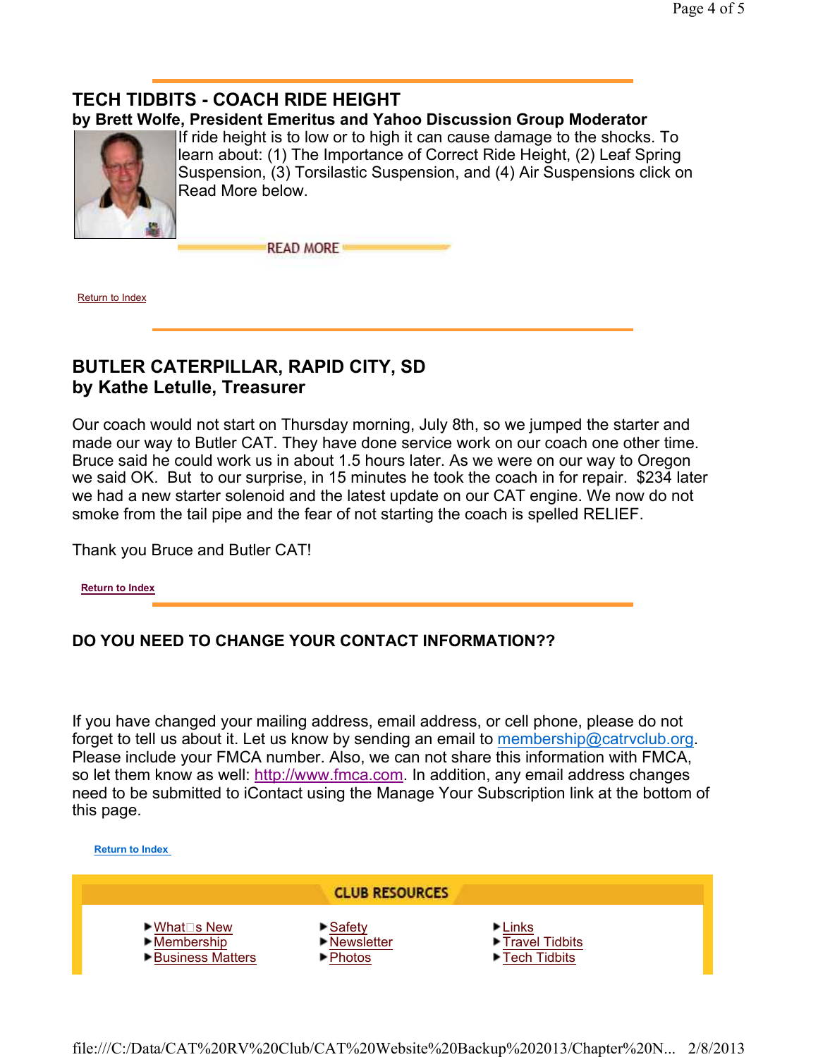## TECH TIDBITS - COACH RIDE HEIGHT

**by Brett Wolfe, President Emeritus and Yahoo Discussion Group Moderator**

If ride height is to low or to high it can cause damage to the shocks. To learn about: (1) The Importance of Correct Ride Height, (2) Leaf Spring Suspension, (3) Torsilastic Suspension, and (4) Air Suspensions click on Read More below.

READ MORE

Return to Index

## BUTLER CATERPILLAR, RAPID CITY, SD

**by Kathe Letulle, Treasurer**

Our coach would not start on Thursday morning, July 8th, so we jumped the starter and made our way to Butler CAT. They have done service work on our coach one other time. Bruce said he could work us in about 1.5 hours later. As we were on our way to Oregon we said OK. But to our surprise, in 15 minutes he took the coach in for repair. $234 later we had a new starter solenoid and the latest update on our CAT engine. We now do not smoke from the tail pipe and the fear of not starting the coach is spelled RELIEF.

Thank you Bruce and Butler CAT!

**Return to Index**

## DO YOU NEED TO CHANGE YOUR CONTACT INFORMATION??

If you have changed your mailing address, email address, or cell phone, please do not forget to tell us about it. Let us know by sending an email to membership@catrvclub.org. Please include your FMCA number. Also, we can not share this information with FMCA, so let them know as well: http://www.fmca.com. In addition, any email address changes need to be submitted to iContact using the Manage Your Subscription link at the bottom of this page.

**Return to Index**

**CLUB RESOURCES**

| | | |
|---|---|---|
| ▸ What's New | ▸ Safety | ▸ Links |
| ▸ Membership | ▸ Newsletter | ▸ Travel Tidbits |
| ▸ Business Matters | ▸ Photos | ▸ Tech Tidbits |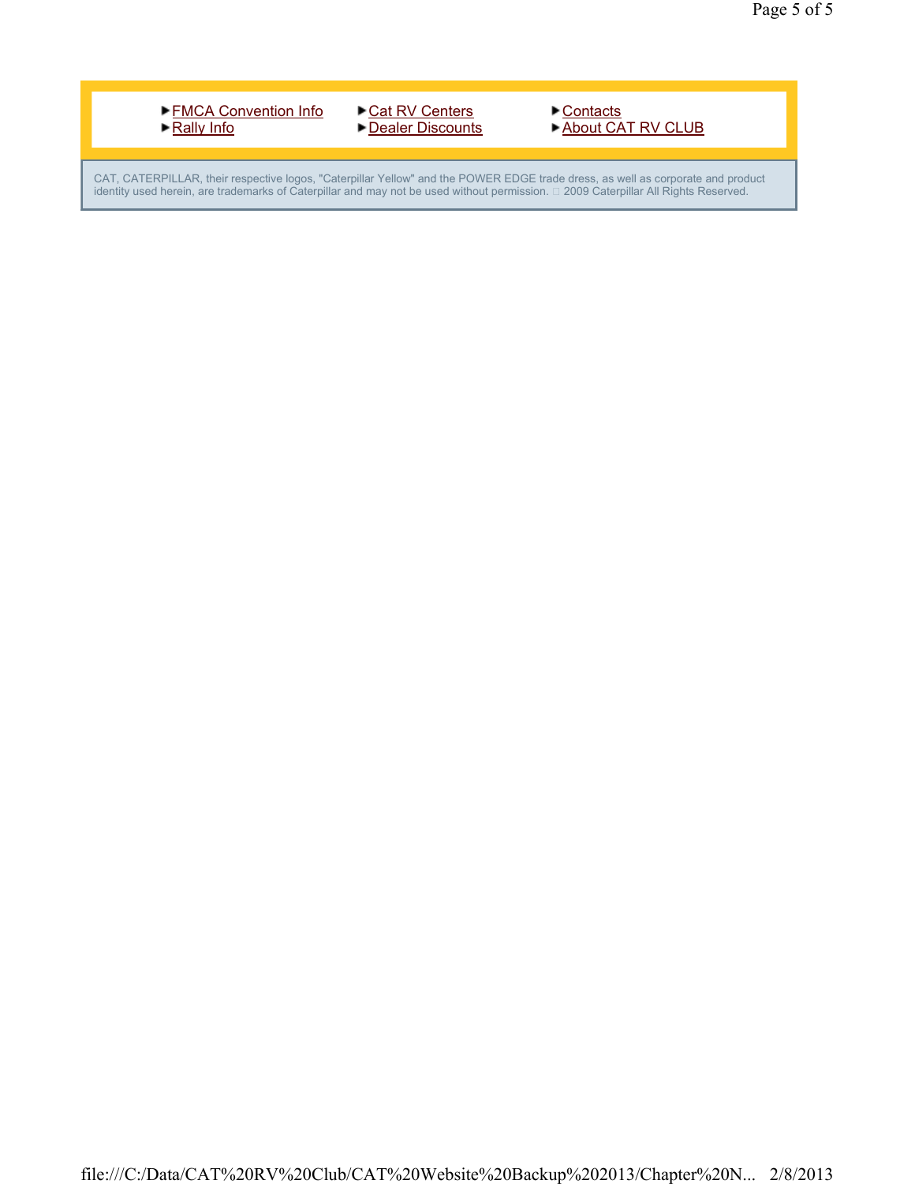| | | |
|---|---|---|
| ▶FMCA Convention Info | ▶Cat RV Centers | ▶Contacts |
| ▶Rally Info | ▶Dealer Discounts | ▶About CAT RV CLUB |

CAT, CATERPILLAR, their respective logos, "Caterpillar Yellow" and the POWER EDGE trade dress, as well as corporate and product identity used herein, are trademarks of Caterpillar and may not be used without permission. © 2009 Caterpillar All Rights Reserved.